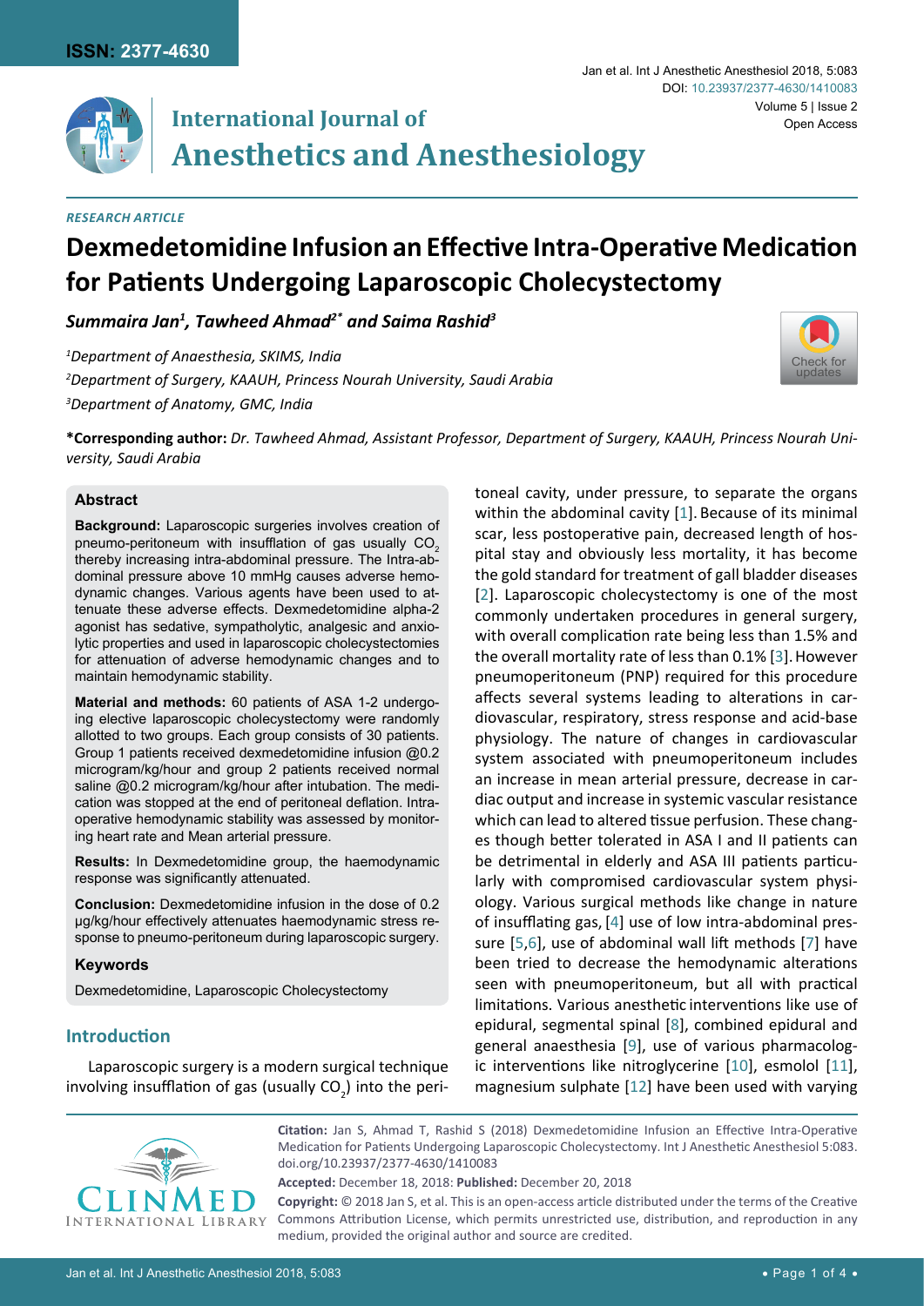**RESEARCH ARTICLE**

# Dexmedetomidine Infusion an Effective Intra-Operative Medication for Patients Undergoing Laparoscopic Cholecystectomy

***Summaira Jan[1], Tawheed Ahmad[2*] and Saima Rashid[3]***

*[1]Department of Anaesthesia, SKIMS, India*

*[2]Department of Surgery, KAAUH, Princess Nourah University, Saudi Arabia*

*[3]Department of Anatomy, GMC, India*

**\*Corresponding author:** *Dr. Tawheed Ahmad, Assistant Professor, Department of Surgery, KAAUH, Princess Nourah University, Saudi Arabia*

## Abstract

**Background:** Laparoscopic surgeries involves creation of pneumo-peritoneum with insufflation of gas usually $CO_2$ thereby increasing intra-abdominal pressure. The Intra-abdominal pressure above 10 mmHg causes adverse hemodynamic changes. Various agents have been used to attenuate these adverse effects. Dexmedetomidine alpha-2 agonist has sedative, sympatholytic, analgesic and anxiolytic properties and used in laparoscopic cholecystectomies for attenuation of adverse hemodynamic changes and to maintain hemodynamic stability.

**Material and methods:** 60 patients of ASA 1-2 undergoing elective laparoscopic cholecystectomy were randomly allotted to two groups. Each group consists of 30 patients. Group 1 patients received dexmedetomidine infusion @0.2 microgram/kg/hour and group 2 patients received normal saline @0.2 microgram/kg/hour after intubation. The medication was stopped at the end of peritoneal deflation. Intraoperative hemodynamic stability was assessed by monitoring heart rate and Mean arterial pressure.

**Results:** In Dexmedetomidine group, the haemodynamic response was significantly attenuated.

**Conclusion:** Dexmedetomidine infusion in the dose of 0.2 μg/kg/hour effectively attenuates haemodynamic stress response to pneumo-peritoneum during laparoscopic surgery.

### Keywords

Dexmedetomidine, Laparoscopic Cholecystectomy

## Introduction

Laparoscopic surgery is a modern surgical technique involving insufflation of gas (usually $CO_2$) into the peritoneal cavity, under pressure, to separate the organs within the abdominal cavity [1]. Because of its minimal scar, less postoperative pain, decreased length of hospital stay and obviously less mortality, it has become the gold standard for treatment of gall bladder diseases [2]. Laparoscopic cholecystectomy is one of the most commonly undertaken procedures in general surgery, with overall complication rate being less than 1.5% and the overall mortality rate of less than 0.1% [3]. However pneumoperitoneum (PNP) required for this procedure affects several systems leading to alterations in cardiovascular, respiratory, stress response and acid-base physiology. The nature of changes in cardiovascular system associated with pneumoperitoneum includes an increase in mean arterial pressure, decrease in cardiac output and increase in systemic vascular resistance which can lead to altered tissue perfusion. These changes though better tolerated in ASA I and II patients can be detrimental in elderly and ASA III patients particularly with compromised cardiovascular system physiology. Various surgical methods like change in nature of insufflating gas, [4] use of low intra-abdominal pressure [5,6], use of abdominal wall lift methods [7] have been tried to decrease the hemodynamic alterations seen with pneumoperitoneum, but all with practical limitations. Various anesthetic interventions like use of epidural, segmental spinal [8], combined epidural and general anaesthesia [9], use of various pharmacologic interventions like nitroglycerine [10], esmolol [11], magnesium sulphate [12] have been used with varying

**Citation:** Jan S, Ahmad T, Rashid S (2018) Dexmedetomidine Infusion an Effective Intra-Operative Medication for Patients Undergoing Laparoscopic Cholecystectomy. Int J Anesthetic Anesthesiol 5:083. doi.org/10.23937/2377-4630/1410083

**Accepted:** December 18, 2018: **Published:** December 20, 2018

**Copyright:** © 2018 Jan S, et al. This is an open-access article distributed under the terms of the Creative Commons Attribution License, which permits unrestricted use, distribution, and reproduction in any medium, provided the original author and source are credited.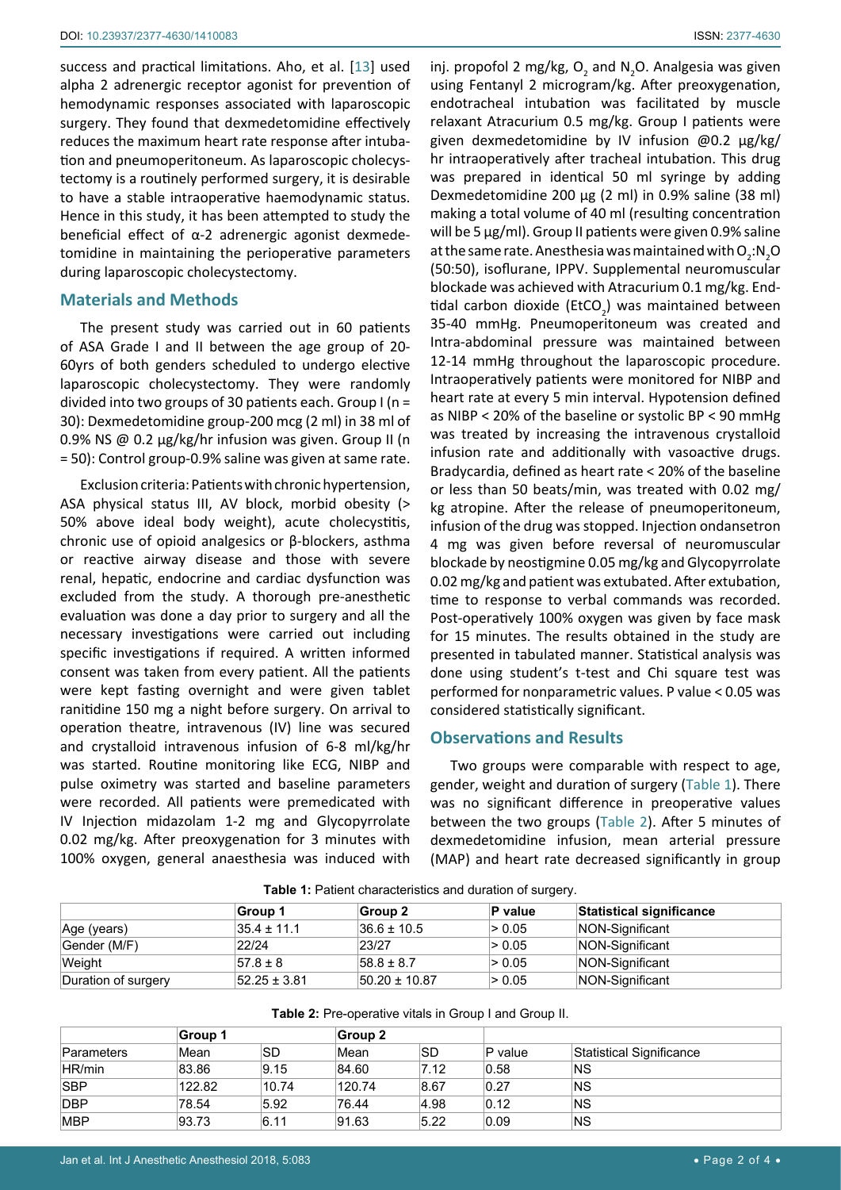success and practical limitations. Aho, et al. [13] used alpha 2 adrenergic receptor agonist for prevention of hemodynamic responses associated with laparoscopic surgery. They found that dexmedetomidine effectively reduces the maximum heart rate response after intubation and pneumoperitoneum. As laparoscopic cholecystectomy is a routinely performed surgery, it is desirable to have a stable intraoperative haemodynamic status. Hence in this study, it has been attempted to study the beneficial effect of α-2 adrenergic agonist dexmedetomidine in maintaining the perioperative parameters during laparoscopic cholecystectomy.

## Materials and Methods

The present study was carried out in 60 patients of ASA Grade I and II between the age group of 20-60yrs of both genders scheduled to undergo elective laparoscopic cholecystectomy. They were randomly divided into two groups of 30 patients each. Group I (n = 30): Dexmedetomidine group-200 mcg (2 ml) in 38 ml of 0.9% NS @ 0.2 μg/kg/hr infusion was given. Group II (n = 50): Control group-0.9% saline was given at same rate.

Exclusion criteria: Patients with chronic hypertension, ASA physical status III, AV block, morbid obesity (> 50% above ideal body weight), acute cholecystitis, chronic use of opioid analgesics or β-blockers, asthma or reactive airway disease and those with severe renal, hepatic, endocrine and cardiac dysfunction was excluded from the study. A thorough pre-anesthetic evaluation was done a day prior to surgery and all the necessary investigations were carried out including specific investigations if required. A written informed consent was taken from every patient. All the patients were kept fasting overnight and were given tablet ranitidine 150 mg a night before surgery. On arrival to operation theatre, intravenous (IV) line was secured and crystalloid intravenous infusion of 6-8 ml/kg/hr was started. Routine monitoring like ECG, NIBP and pulse oximetry was started and baseline parameters were recorded. All patients were premedicated with IV Injection midazolam 1-2 mg and Glycopyrrolate 0.02 mg/kg. After preoxygenation for 3 minutes with 100% oxygen, general anaesthesia was induced with inj. propofol 2 mg/kg, $O_2$ and $N_2O$. Analgesia was given using Fentanyl 2 microgram/kg. After preoxygenation, endotracheal intubation was facilitated by muscle relaxant Atracurium 0.5 mg/kg. Group I patients were given dexmedetomidine by IV infusion @0.2 μg/kg/hr intraoperatively after tracheal intubation. This drug was prepared in identical 50 ml syringe by adding Dexmedetomidine 200 μg (2 ml) in 0.9% saline (38 ml) making a total volume of 40 ml (resulting concentration will be 5 μg/ml). Group II patients were given 0.9% saline at the same rate. Anesthesia was maintained with $O_2$:$N_2O$ (50:50), isoflurane, IPPV. Supplemental neuromuscular blockade was achieved with Atracurium 0.1 mg/kg. End-tidal carbon dioxide ($EtCO_2$) was maintained between 35-40 mmHg. Pneumoperitoneum was created and Intra-abdominal pressure was maintained between 12-14 mmHg throughout the laparoscopic procedure. Intraoperatively patients were monitored for NIBP and heart rate at every 5 min interval. Hypotension defined as NIBP < 20% of the baseline or systolic BP < 90 mmHg was treated by increasing the intravenous crystalloid infusion rate and additionally with vasoactive drugs. Bradycardia, defined as heart rate < 20% of the baseline or less than 50 beats/min, was treated with 0.02 mg/kg atropine. After the release of pneumoperitoneum, infusion of the drug was stopped. Injection ondansetron 4 mg was given before reversal of neuromuscular blockade by neostigmine 0.05 mg/kg and Glycopyrrolate 0.02 mg/kg and patient was extubated. After extubation, time to response to verbal commands was recorded. Post-operatively 100% oxygen was given by face mask for 15 minutes. The results obtained in the study are presented in tabulated manner. Statistical analysis was done using student's t-test and Chi square test was performed for nonparametric values. P value < 0.05 was considered statistically significant.

## Observations and Results

Two groups were comparable with respect to age, gender, weight and duration of surgery (Table 1). There was no significant difference in preoperative values between the two groups (Table 2). After 5 minutes of dexmedetomidine infusion, mean arterial pressure (MAP) and heart rate decreased significantly in group

**Table 1:** Patient characteristics and duration of surgery.

| | Group 1 | Group 2 | P value | Statistical significance |
|---|---|---|---|---|
| Age (years) | 35.4 ± 11.1 | 36.6 ± 10.5 | > 0.05 | NON-Significant |
| Gender (M/F) | 22/24 | 23/27 | > 0.05 | NON-Significant |
| Weight | 57.8 ± 8 | 58.8 ± 8.7 | > 0.05 | NON-Significant |
| Duration of surgery | 52.25 ± 3.81 | 50.20 ± 10.87 | > 0.05 | NON-Significant |

**Table 2:** Pre-operative vitals in Group I and Group II.

| | Group 1 | | Group 2 | | | |
|---|---|---|---|---|---|---|
| Parameters | Mean | SD | Mean | SD | P value | Statistical Significance |
| HR/min | 83.86 | 9.15 | 84.60 | 7.12 | 0.58 | NS |
| SBP | 122.82 | 10.74 | 120.74 | 8.67 | 0.27 | NS |
| DBP | 78.54 | 5.92 | 76.44 | 4.98 | 0.12 | NS |
| MBP | 93.73 | 6.11 | 91.63 | 5.22 | 0.09 | NS |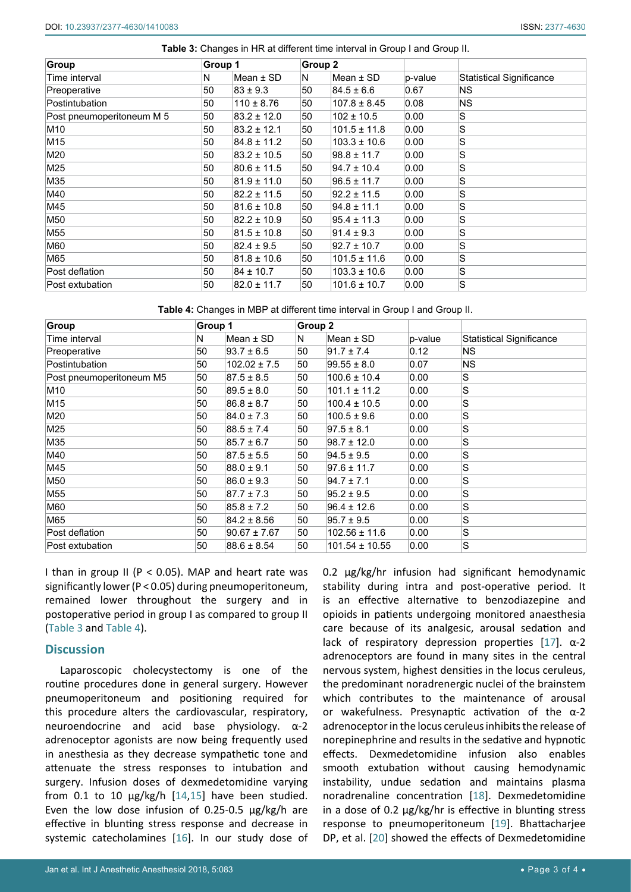**Table 3:** Changes in HR at different time interval in Group I and Group II.

| Group | Group 1 | | Group 2 | | | |
|---|---|---|---|---|---|---|
| Time interval | N | Mean ± SD | N | Mean ± SD | p-value | Statistical Significance |
| Preoperative | 50 | 83 ± 9.3 | 50 | 84.5 ± 6.6 | 0.67 | NS |
| Postintubation | 50 | 110 ± 8.76 | 50 | 107.8 ± 8.45 | 0.08 | NS |
| Post pneumoperitoneum M 5 | 50 | 83.2 ± 12.0 | 50 | 102 ± 10.5 | 0.00 | S |
| M10 | 50 | 83.2 ± 12.1 | 50 | 101.5 ± 11.8 | 0.00 | S |
| M15 | 50 | 84.8 ± 11.2 | 50 | 103.3 ± 10.6 | 0.00 | S |
| M20 | 50 | 83.2 ± 10.5 | 50 | 98.8 ± 11.7 | 0.00 | S |
| M25 | 50 | 80.6 ± 11.5 | 50 | 94.7 ± 10.4 | 0.00 | S |
| M35 | 50 | 81.9 ± 11.0 | 50 | 96.5 ± 11.7 | 0.00 | S |
| M40 | 50 | 82.2 ± 11.5 | 50 | 92.2 ± 11.5 | 0.00 | S |
| M45 | 50 | 81.6 ± 10.8 | 50 | 94.8 ± 11.1 | 0.00 | S |
| M50 | 50 | 82.2 ± 10.9 | 50 | 95.4 ± 11.3 | 0.00 | S |
| M55 | 50 | 81.5 ± 10.8 | 50 | 91.4 ± 9.3 | 0.00 | S |
| M60 | 50 | 82.4 ± 9.5 | 50 | 92.7 ± 10.7 | 0.00 | S |
| M65 | 50 | 81.8 ± 10.6 | 50 | 101.5 ± 11.6 | 0.00 | S |
| Post deflation | 50 | 84 ± 10.7 | 50 | 103.3 ± 10.6 | 0.00 | S |
| Post extubation | 50 | 82.0 ± 11.7 | 50 | 101.6 ± 10.7 | 0.00 | S |

**Table 4:** Changes in MBP at different time interval in Group I and Group II.

| Group | Group 1 | | Group 2 | | | |
|---|---|---|---|---|---|---|
| Time interval | N | Mean ± SD | N | Mean ± SD | p-value | Statistical Significance |
| Preoperative | 50 | 93.7 ± 6.5 | 50 | 91.7 ± 7.4 | 0.12 | NS |
| Postintubation | 50 | 102.02 ± 7.5 | 50 | 99.55 ± 8.0 | 0.07 | NS |
| Post pneumoperitoneum M5 | 50 | 87.5 ± 8.5 | 50 | 100.6 ± 10.4 | 0.00 | S |
| M10 | 50 | 89.5 ± 8.0 | 50 | 101.1 ± 11.2 | 0.00 | S |
| M15 | 50 | 86.8 ± 8.7 | 50 | 100.4 ± 10.5 | 0.00 | S |
| M20 | 50 | 84.0 ± 7.3 | 50 | 100.5 ± 9.6 | 0.00 | S |
| M25 | 50 | 88.5 ± 7.4 | 50 | 97.5 ± 8.1 | 0.00 | S |
| M35 | 50 | 85.7 ± 6.7 | 50 | 98.7 ± 12.0 | 0.00 | S |
| M40 | 50 | 87.5 ± 5.5 | 50 | 94.5 ± 9.5 | 0.00 | S |
| M45 | 50 | 88.0 ± 9.1 | 50 | 97.6 ± 11.7 | 0.00 | S |
| M50 | 50 | 86.0 ± 9.3 | 50 | 94.7 ± 7.1 | 0.00 | S |
| M55 | 50 | 87.7 ± 7.3 | 50 | 95.2 ± 9.5 | 0.00 | S |
| M60 | 50 | 85.8 ± 7.2 | 50 | 96.4 ± 12.6 | 0.00 | S |
| M65 | 50 | 84.2 ± 8.56 | 50 | 95.7 ± 9.5 | 0.00 | S |
| Post deflation | 50 | 90.67 ± 7.67 | 50 | 102.56 ± 11.6 | 0.00 | S |
| Post extubation | 50 | 88.6 ± 8.54 | 50 | 101.54 ± 10.55 | 0.00 | S |

I than in group II ($P < 0.05$). MAP and heart rate was significantly lower ($P < 0.05$) during pneumoperitoneum, remained lower throughout the surgery and in postoperative period in group I as compared to group II (Table 3 and Table 4).

## Discussion

Laparoscopic cholecystectomy is one of the routine procedures done in general surgery. However pneumoperitoneum and positioning required for this procedure alters the cardiovascular, respiratory, neuroendocrine and acid base physiology. α-2 adrenoceptor agonists are now being frequently used in anesthesia as they decrease sympathetic tone and attenuate the stress responses to intubation and surgery. Infusion doses of dexmedetomidine varying from 0.1 to 10 μg/kg/h [14,15] have been studied. Even the low dose infusion of 0.25-0.5 μg/kg/h are effective in blunting stress response and decrease in systemic catecholamines [16]. In our study dose of 0.2 μg/kg/hr infusion had significant hemodynamic stability during intra and post-operative period. It is an effective alternative to benzodiazepine and opioids in patients undergoing monitored anaesthesia care because of its analgesic, arousal sedation and lack of respiratory depression properties [17]. α-2 adrenoceptors are found in many sites in the central nervous system, highest densities in the locus ceruleus, the predominant noradrenergic nuclei of the brainstem which contributes to the maintenance of arousal or wakefulness. Presynaptic activation of the α-2 adrenoceptor in the locus ceruleus inhibits the release of norepinephrine and results in the sedative and hypnotic effects. Dexmedetomidine infusion also enables smooth extubation without causing hemodynamic instability, undue sedation and maintains plasma noradrenaline concentration [18]. Dexmedetomidine in a dose of 0.2 μg/kg/hr is effective in blunting stress response to pneumoperitoneum [19]. Bhattacharjee DP, et al. [20] showed the effects of Dexmedetomidine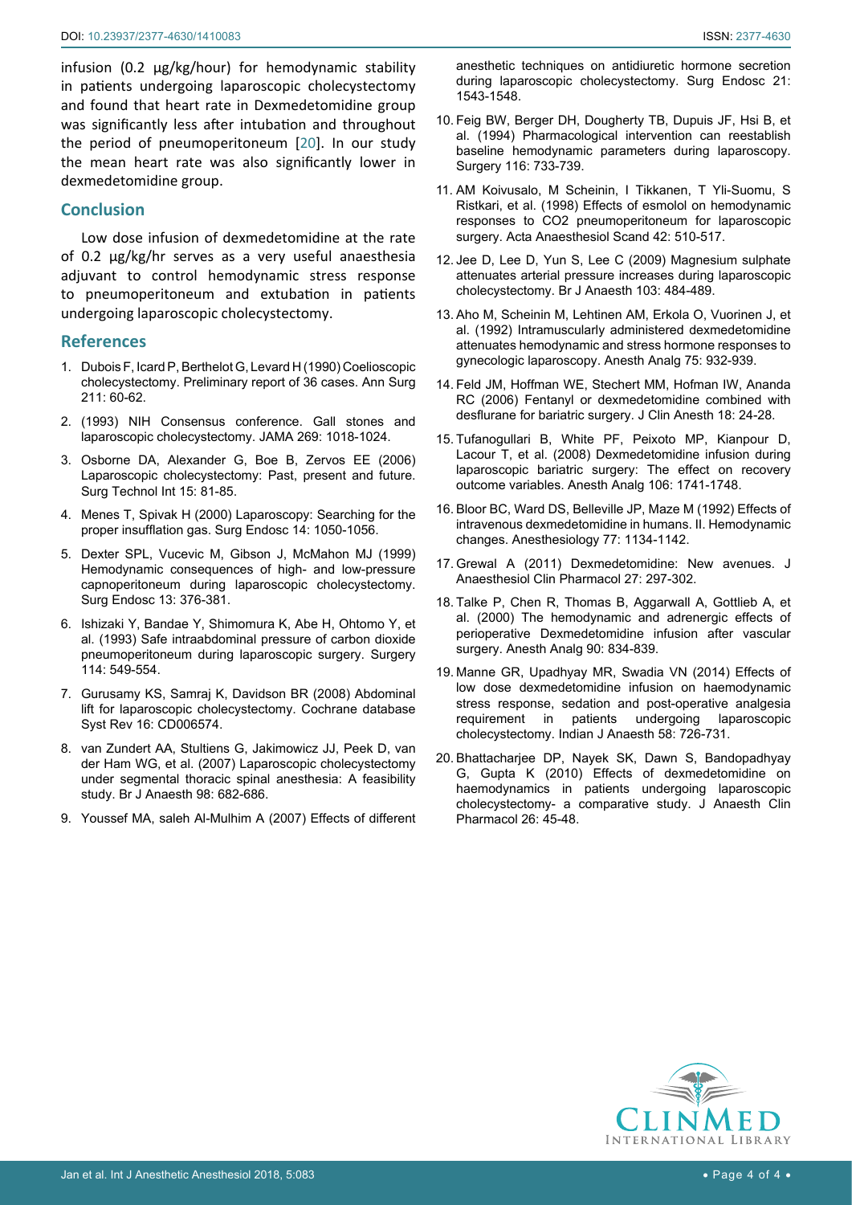infusion (0.2 µg/kg/hour) for hemodynamic stability in patients undergoing laparoscopic cholecystectomy and found that heart rate in Dexmedetomidine group was significantly less after intubation and throughout the period of pneumoperitoneum [20]. In our study the mean heart rate was also significantly lower in dexmedetomidine group.

## Conclusion

Low dose infusion of dexmedetomidine at the rate of 0.2 µg/kg/hr serves as a very useful anaesthesia adjuvant to control hemodynamic stress response to pneumoperitoneum and extubation in patients undergoing laparoscopic cholecystectomy.

## References

1. Dubois F, Icard P, Berthelot G, Levard H (1990) Coelioscopic cholecystectomy. Preliminary report of 36 cases. Ann Surg 211: 60-62.
2. (1993) NIH Consensus conference. Gall stones and laparoscopic cholecystectomy. JAMA 269: 1018-1024.
3. Osborne DA, Alexander G, Boe B, Zervos EE (2006) Laparoscopic cholecystectomy: Past, present and future. Surg Technol Int 15: 81-85.
4. Menes T, Spivak H (2000) Laparoscopy: Searching for the proper insufflation gas. Surg Endosc 14: 1050-1056.
5. Dexter SPL, Vucevic M, Gibson J, McMahon MJ (1999) Hemodynamic consequences of high- and low-pressure capnoperitoneum during laparoscopic cholecystectomy. Surg Endosc 13: 376-381.
6. Ishizaki Y, Bandae Y, Shimomura K, Abe H, Ohtomo Y, et al. (1993) Safe intraabdominal pressure of carbon dioxide pneumoperitoneum during laparoscopic surgery. Surgery 114: 549-554.
7. Gurusamy KS, Samraj K, Davidson BR (2008) Abdominal lift for laparoscopic cholecystectomy. Cochrane database Syst Rev 16: CD006574.
8. van Zundert AA, Stultiens G, Jakimowicz JJ, Peek D, van der Ham WG, et al. (2007) Laparoscopic cholecystectomy under segmental thoracic spinal anesthesia: A feasibility study. Br J Anaesth 98: 682-686.
9. Youssef MA, saleh Al-Mulhim A (2007) Effects of different anesthetic techniques on antidiuretic hormone secretion during laparoscopic cholecystectomy. Surg Endosc 21: 1543-1548.
10. Feig BW, Berger DH, Dougherty TB, Dupuis JF, Hsi B, et al. (1994) Pharmacological intervention can reestablish baseline hemodynamic parameters during laparoscopy. Surgery 116: 733-739.
11. AM Koivusalo, M Scheinin, I Tikkanen, T Yli-Suomu, S Ristkari, et al. (1998) Effects of esmolol on hemodynamic responses to CO2 pneumoperitoneum for laparoscopic surgery. Acta Anaesthesiol Scand 42: 510-517.
12. Jee D, Lee D, Yun S, Lee C (2009) Magnesium sulphate attenuates arterial pressure increases during laparoscopic cholecystectomy. Br J Anaesth 103: 484-489.
13. Aho M, Scheinin M, Lehtinen AM, Erkola O, Vuorinen J, et al. (1992) Intramuscularly administered dexmedetomidine attenuates hemodynamic and stress hormone responses to gynecologic laparoscopy. Anesth Analg 75: 932-939.
14. Feld JM, Hoffman WE, Stechert MM, Hofman IW, Ananda RC (2006) Fentanyl or dexmedetomidine combined with desflurane for bariatric surgery. J Clin Anesth 18: 24-28.
15. Tufanogullari B, White PF, Peixoto MP, Kianpour D, Lacour T, et al. (2008) Dexmedetomidine infusion during laparoscopic bariatric surgery: The effect on recovery outcome variables. Anesth Analg 106: 1741-1748.
16. Bloor BC, Ward DS, Belleville JP, Maze M (1992) Effects of intravenous dexmedetomidine in humans. II. Hemodynamic changes. Anesthesiology 77: 1134-1142.
17. Grewal A (2011) Dexmedetomidine: New avenues. J Anaesthesiol Clin Pharmacol 27: 297-302.
18. Talke P, Chen R, Thomas B, Aggarwall A, Gottlieb A, et al. (2000) The hemodynamic and adrenergic effects of perioperative Dexmedetomidine infusion after vascular surgery. Anesth Analg 90: 834-839.
19. Manne GR, Upadhyay MR, Swadia VN (2014) Effects of low dose dexmedetomidine infusion on haemodynamic stress response, sedation and post-operative analgesia requirement in patients undergoing laparoscopic cholecystectomy. Indian J Anaesth 58: 726-731.
20. Bhattacharjee DP, Nayek SK, Dawn S, Bandopadhyay G, Gupta K (2010) Effects of dexmedetomidine on haemodynamics in patients undergoing laparoscopic cholecystectomy- a comparative study. J Anaesth Clin Pharmacol 26: 45-48.